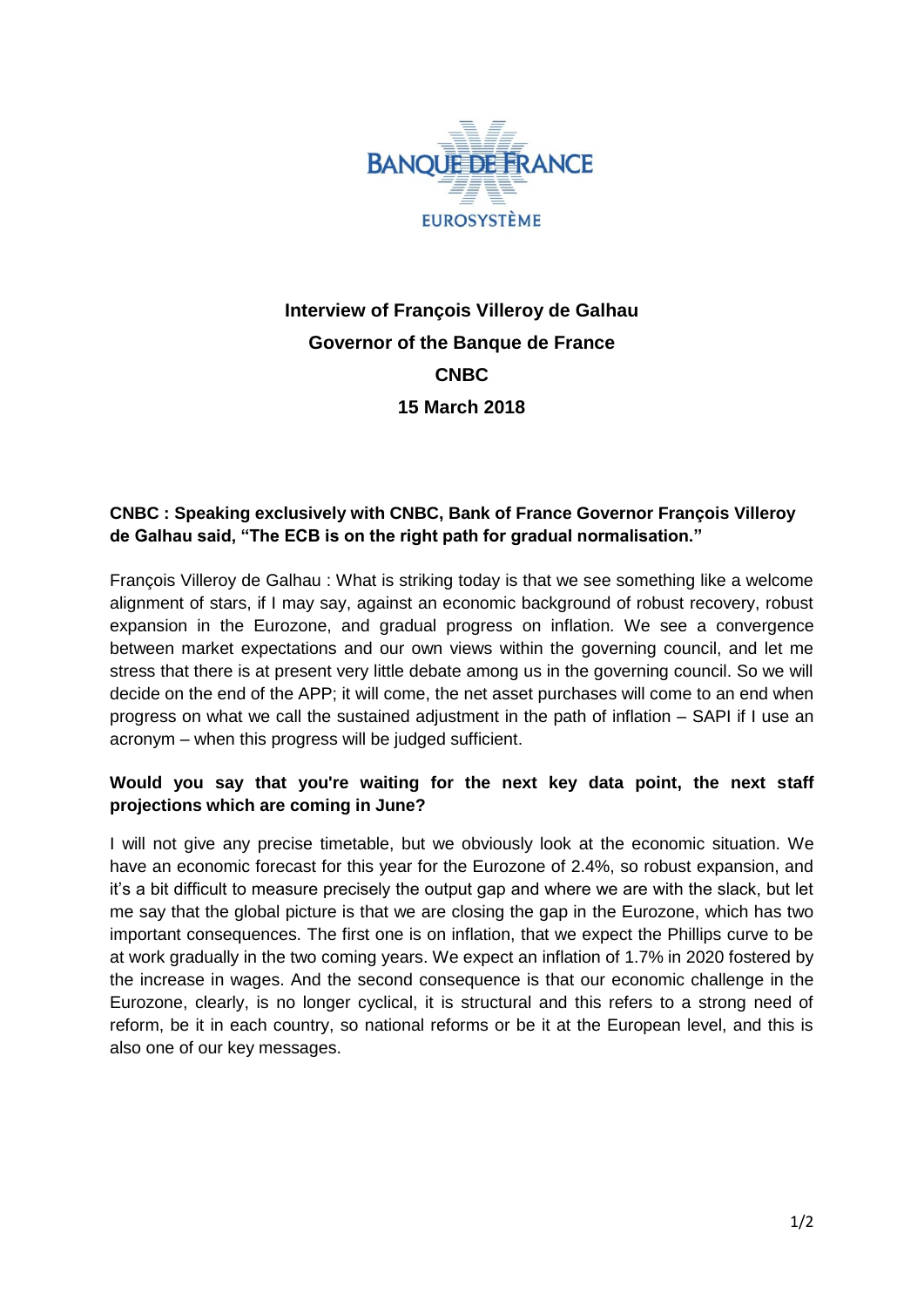BANQUE DE FRANCE
EUROSYSTÈME

# Interview of François Villeroy de Galhau
## Governor of the Banque de France
## CNBC
## 15 March 2018

**CNBC : Speaking exclusively with CNBC, Bank of France Governor François Villeroy de Galhau said, "The ECB is on the right path for gradual normalisation."**

François Villeroy de Galhau : What is striking today is that we see something like a welcome alignment of stars, if I may say, against an economic background of robust recovery, robust expansion in the Eurozone, and gradual progress on inflation. We see a convergence between market expectations and our own views within the governing council, and let me stress that there is at present very little debate among us in the governing council. So we will decide on the end of the APP; it will come, the net asset purchases will come to an end when progress on what we call the sustained adjustment in the path of inflation – SAPI if I use an acronym – when this progress will be judged sufficient.

**Would you say that you're waiting for the next key data point, the next staff projections which are coming in June?**

I will not give any precise timetable, but we obviously look at the economic situation. We have an economic forecast for this year for the Eurozone of 2.4%, so robust expansion, and it's a bit difficult to measure precisely the output gap and where we are with the slack, but let me say that the global picture is that we are closing the gap in the Eurozone, which has two important consequences. The first one is on inflation, that we expect the Phillips curve to be at work gradually in the two coming years. We expect an inflation of 1.7% in 2020 fostered by the increase in wages. And the second consequence is that our economic challenge in the Eurozone, clearly, is no longer cyclical, it is structural and this refers to a strong need of reform, be it in each country, so national reforms or be it at the European level, and this is also one of our key messages.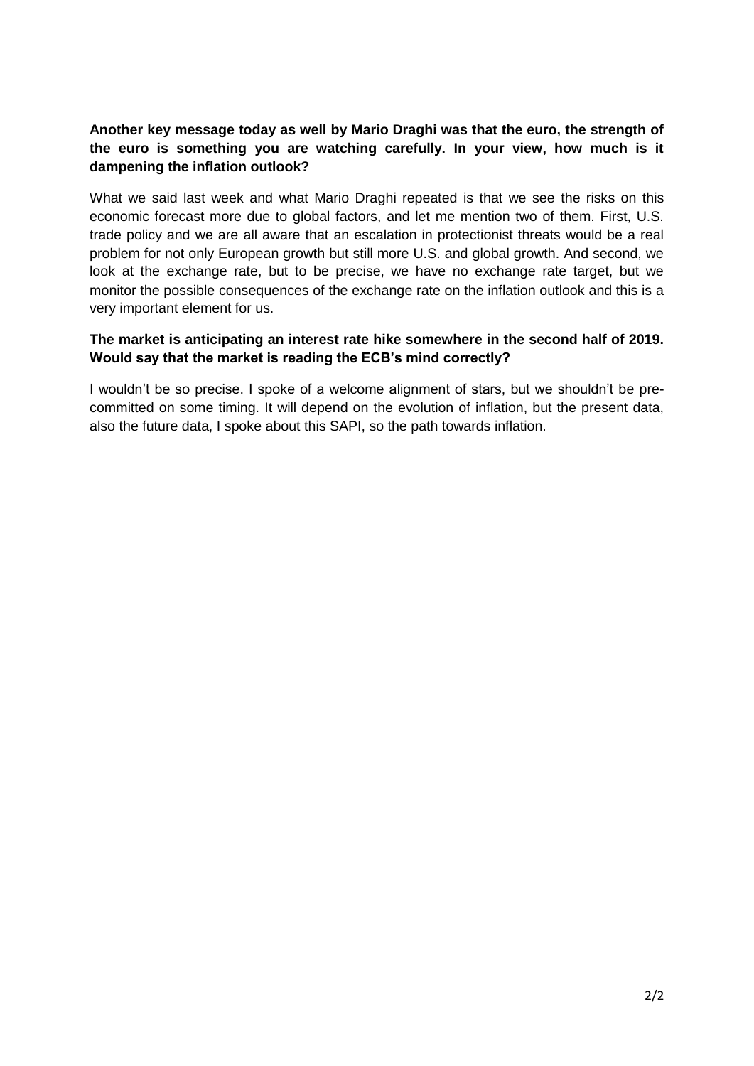**Another key message today as well by Mario Draghi was that the euro, the strength of the euro is something you are watching carefully. In your view, how much is it dampening the inflation outlook?**

What we said last week and what Mario Draghi repeated is that we see the risks on this economic forecast more due to global factors, and let me mention two of them. First, U.S. trade policy and we are all aware that an escalation in protectionist threats would be a real problem for not only European growth but still more U.S. and global growth. And second, we look at the exchange rate, but to be precise, we have no exchange rate target, but we monitor the possible consequences of the exchange rate on the inflation outlook and this is a very important element for us.

**The market is anticipating an interest rate hike somewhere in the second half of 2019. Would say that the market is reading the ECB's mind correctly?**

I wouldn't be so precise. I spoke of a welcome alignment of stars, but we shouldn't be pre-committed on some timing. It will depend on the evolution of inflation, but the present data, also the future data, I spoke about this SAPI, so the path towards inflation.